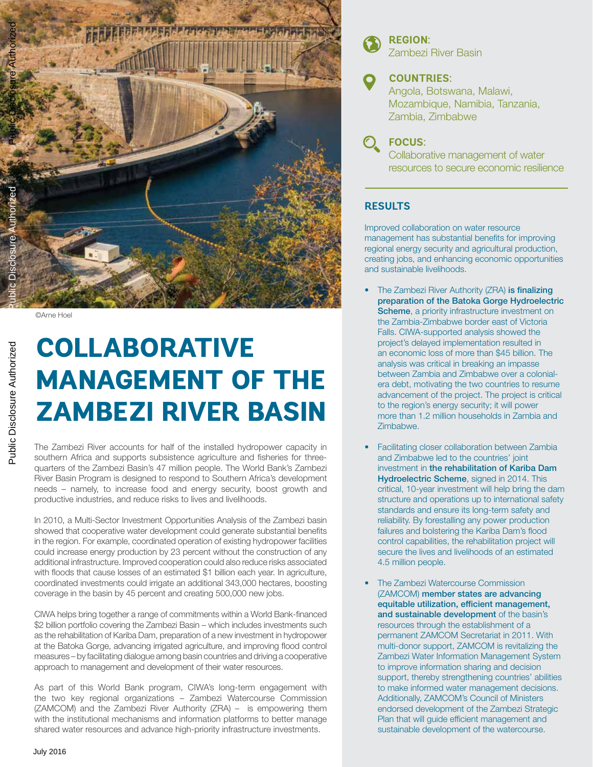©Arne Hoel

# COLLABORATIVE MANAGEMENT OF THE ZAMBEZI RIVER BASIN

The Zambezi River accounts for half of the installed hydropower capacity in southern Africa and supports subsistence agriculture and fisheries for three-quarters of the Zambezi Basin's 47 million people. The World Bank's Zambezi River Basin Program is designed to respond to Southern Africa's development needs – namely, to increase food and energy security, boost growth and productive industries, and reduce risks to lives and livelihoods.

In 2010, a Multi-Sector Investment Opportunities Analysis of the Zambezi basin showed that cooperative water development could generate substantial benefits in the region. For example, coordinated operation of existing hydropower facilities could increase energy production by 23 percent without the construction of any additional infrastructure. Improved cooperation could also reduce risks associated with floods that cause losses of an estimated $1 billion each year. In agriculture, coordinated investments could irrigate an additional 343,000 hectares, boosting coverage in the basin by 45 percent and creating 500,000 new jobs.

CIWA helps bring together a range of commitments within a World Bank-financed $2 billion portfolio covering the Zambezi Basin – which includes investments such as the rehabilitation of Kariba Dam, preparation of a new investment in hydropower at the Batoka Gorge, advancing irrigated agriculture, and improving flood control measures – by facilitating dialogue among basin countries and driving a cooperative approach to management and development of their water resources.

As part of this World Bank program, CIWA's long-term engagement with the two key regional organizations – Zambezi Watercourse Commission (ZAMCOM) and the Zambezi River Authority (ZRA) – is empowering them with the institutional mechanisms and information platforms to better manage shared water resources and advance high-priority infrastructure investments.

July 2016

**REGION:**
Zambezi River Basin

**COUNTRIES:**
Angola, Botswana, Malawi, Mozambique, Namibia, Tanzania, Zambia, Zimbabwe

**FOCUS:**
Collaborative management of water resources to secure economic resilience

## RESULTS

Improved collaboration on water resource management has substantial benefits for improving regional energy security and agricultural production, creating jobs, and enhancing economic opportunities and sustainable livelihoods.

- The Zambezi River Authority (ZRA) **is finalizing preparation of the Batoka Gorge Hydroelectric Scheme**, a priority infrastructure investment on the Zambia-Zimbabwe border east of Victoria Falls. CIWA-supported analysis showed the project's delayed implementation resulted in an economic loss of more than $45 billion. The analysis was critical in breaking an impasse between Zambia and Zimbabwe over a colonial-era debt, motivating the two countries to resume advancement of the project. The project is critical to the region's energy security; it will power more than 1.2 million households in Zambia and Zimbabwe.
- Facilitating closer collaboration between Zambia and Zimbabwe led to the countries' joint investment in **the rehabilitation of Kariba Dam Hydroelectric Scheme**, signed in 2014. This critical, 10-year investment will help bring the dam structure and operations up to international safety standards and ensure its long-term safety and reliability. By forestalling any power production failures and bolstering the Kariba Dam's flood control capabilities, the rehabilitation project will secure the lives and livelihoods of an estimated 4.5 million people.
- The Zambezi Watercourse Commission (ZAMCOM) **member states are advancing equitable utilization, efficient management, and sustainable development** of the basin's resources through the establishment of a permanent ZAMCOM Secretariat in 2011. With multi-donor support, ZAMCOM is revitalizing the Zambezi Water Information Management System to improve information sharing and decision support, thereby strengthening countries' abilities to make informed water management decisions. Additionally, ZAMCOM's Council of Ministers endorsed development of the Zambezi Strategic Plan that will guide efficient management and sustainable development of the watercourse.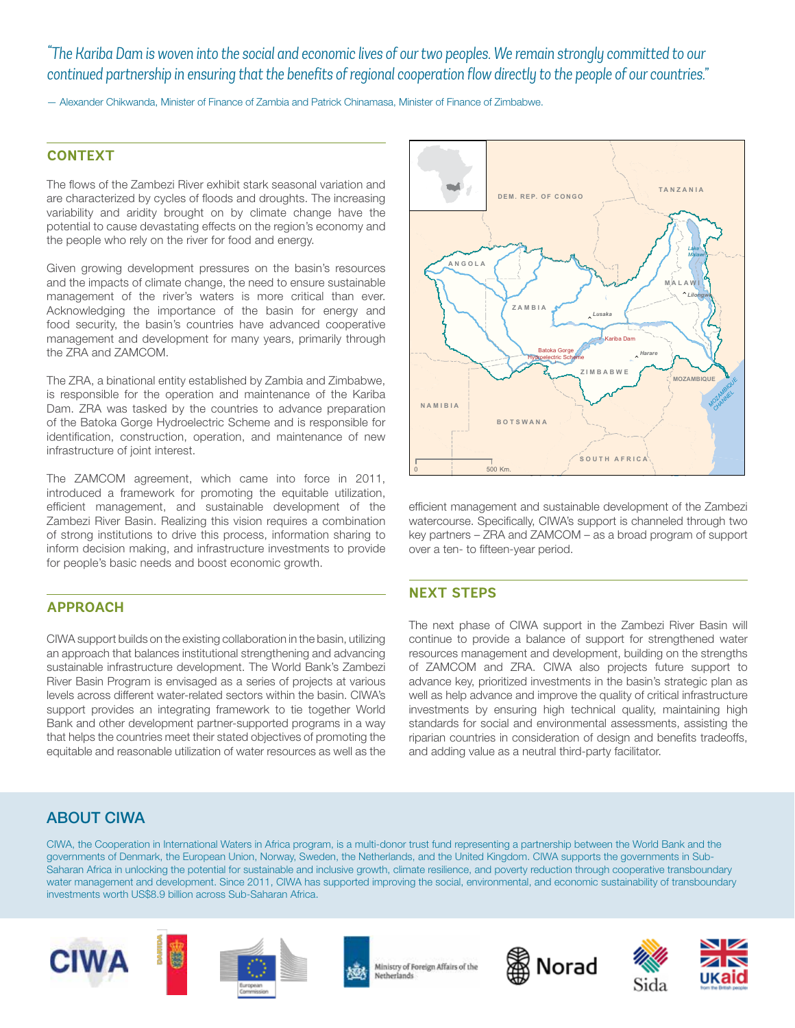*"The Kariba Dam is woven into the social and economic lives of our two peoples. We remain strongly committed to our continued partnership in ensuring that the benefits of regional cooperation flow directly to the people of our countries."*

— Alexander Chikwanda, Minister of Finance of Zambia and Patrick Chinamasa, Minister of Finance of Zimbabwe.

## CONTEXT

The flows of the Zambezi River exhibit stark seasonal variation and are characterized by cycles of floods and droughts. The increasing variability and aridity brought on by climate change have the potential to cause devastating effects on the region's economy and the people who rely on the river for food and energy.

Given growing development pressures on the basin's resources and the impacts of climate change, the need to ensure sustainable management of the river's waters is more critical than ever. Acknowledging the importance of the basin for energy and food security, the basin's countries have advanced cooperative management and development for many years, primarily through the ZRA and ZAMCOM.

The ZRA, a binational entity established by Zambia and Zimbabwe, is responsible for the operation and maintenance of the Kariba Dam. ZRA was tasked by the countries to advance preparation of the Batoka Gorge Hydroelectric Scheme and is responsible for identification, construction, operation, and maintenance of new infrastructure of joint interest.

The ZAMCOM agreement, which came into force in 2011, introduced a framework for promoting the equitable utilization, efficient management, and sustainable development of the Zambezi River Basin. Realizing this vision requires a combination of strong institutions to drive this process, information sharing to inform decision making, and infrastructure investments to provide for people's basic needs and boost economic growth.

DEM. REP. OF CONGO
TANZANIA
ANGOLA
ZAMBIA
Lusaka
Lake Malawi
MALAWI
Lilongwe
Kariba Dam
Batoka Gorge Hydroelectric Scheme
Harare
ZIMBABWE
MOZAMBIQUE
MOZAMBIQUE CHANNEL
NAMIBIA
BOTSWANA
SOUTH AFRICA
0
500 Km.

## APPROACH

CIWA support builds on the existing collaboration in the basin, utilizing an approach that balances institutional strengthening and advancing sustainable infrastructure development. The World Bank's Zambezi River Basin Program is envisaged as a series of projects at various levels across different water-related sectors within the basin. CIWA's support provides an integrating framework to tie together World Bank and other development partner-supported programs in a way that helps the countries meet their stated objectives of promoting the equitable and reasonable utilization of water resources as well as the efficient management and sustainable development of the Zambezi watercourse. Specifically, CIWA's support is channeled through two key partners – ZRA and ZAMCOM – as a broad program of support over a ten- to fifteen-year period.

## NEXT STEPS

The next phase of CIWA support in the Zambezi River Basin will continue to provide a balance of support for strengthened water resources management and development, building on the strengths of ZAMCOM and ZRA. CIWA also projects future support to advance key, prioritized investments in the basin's strategic plan as well as help advance and improve the quality of critical infrastructure investments by ensuring high technical quality, maintaining high standards for social and environmental assessments, assisting the riparian countries in consideration of design and benefits tradeoffs, and adding value as a neutral third-party facilitator.

## ABOUT CIWA

CIWA, the Cooperation in International Waters in Africa program, is a multi-donor trust fund representing a partnership between the World Bank and the governments of Denmark, the European Union, Norway, Sweden, the Netherlands, and the United Kingdom. CIWA supports the governments in Sub-Saharan Africa in unlocking the potential for sustainable and inclusive growth, climate resilience, and poverty reduction through cooperative transboundary water management and development. Since 2011, CIWA has supported improving the social, environmental, and economic sustainability of transboundary investments worth US$8.9 billion across Sub-Saharan Africa.

CIWA | DANIDA | European Commission | Ministry of Foreign Affairs of the Netherlands | Norad | Sida | UKaid from the British people